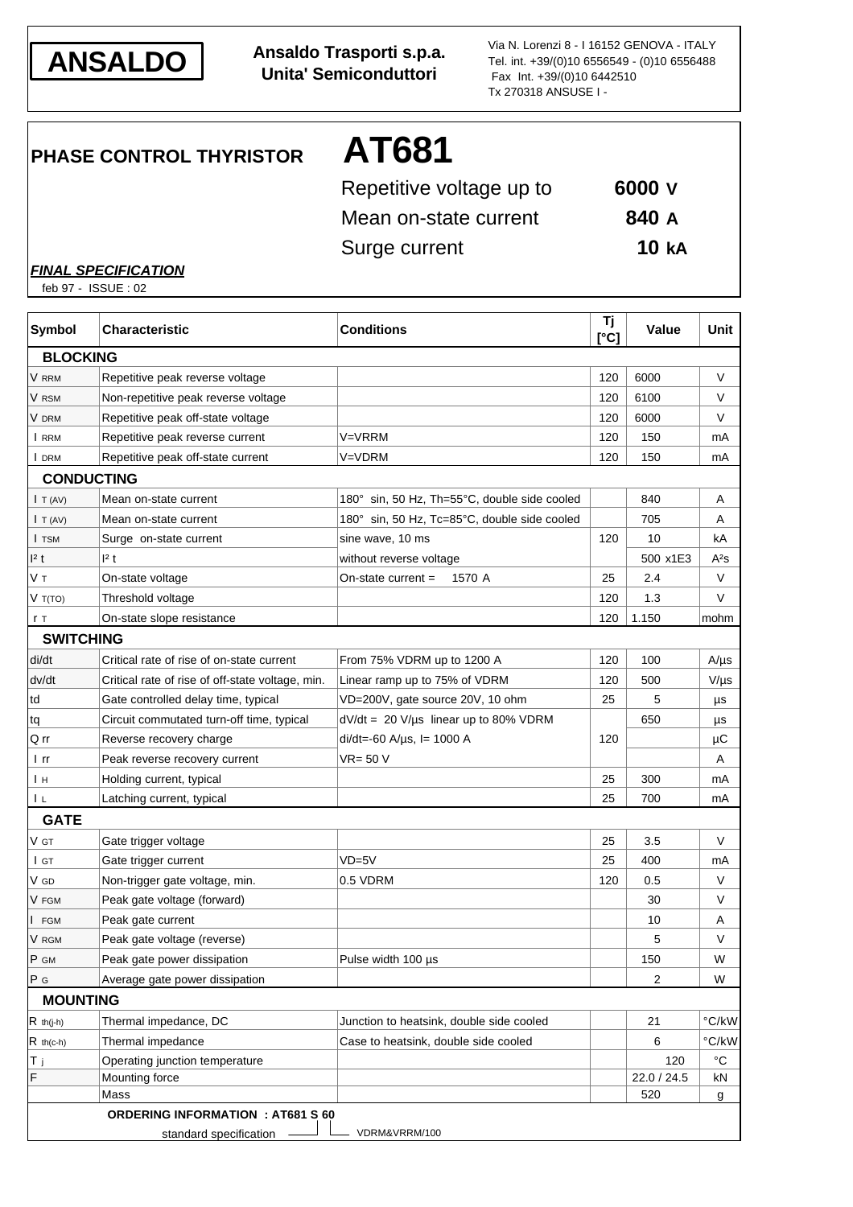**ANSALDO**

**Ansaldo Trasporti s.p.a.**
**Unita' Semiconduttori**

Via N. Lorenzi 8 - I 16152 GENOVA - ITALY
Tel. int. +39/(0)10 6556549 - (0)10 6556488
Fax Int. +39/(0)10 6442510
Tx 270318 ANSUSE I -

# PHASE CONTROL THYRISTOR AT681

| | |
|---|---|
| Repetitive voltage up to | **6000 V** |
| Mean on-state current | **840 A** |
| Surge current | **10 kA** |

***FINAL SPECIFICATION***

feb 97 - ISSUE : 02

| Symbol | Characteristic | Conditions | Tj [°C] | Value | Unit |
|---|---|---|---|---|---|
| **BLOCKING** | | | | | |
| $V_{RRM}$ | Repetitive peak reverse voltage | | 120 | 6000 | V |
| $V_{RSM}$ | Non-repetitive peak reverse voltage | | 120 | 6100 | V |
| $V_{DRM}$ | Repetitive peak off-state voltage | | 120 | 6000 | V |
| $I_{RRM}$ | Repetitive peak reverse current | V=VRRM | 120 | 150 | mA |
| $I_{DRM}$ | Repetitive peak off-state current | V=VDRM | 120 | 150 | mA |
| **CONDUCTING** | | | | | |
| $I_{T(AV)}$ | Mean on-state current | 180° sin, 50 Hz, Th=55°C, double side cooled | | 840 | A |
| $I_{T(AV)}$ | Mean on-state current | 180° sin, 50 Hz, Tc=85°C, double side cooled | | 705 | A |
| $I_{TSM}$ | Surge on-state current | sine wave, 10 ms | 120 | 10 | kA |
| $I^2t$ | $I^2t$ | without reverse voltage | | 500 x1E3 | $A^2s$ |
| $V_T$ | On-state voltage | On-state current = 1570 A | 25 | 2.4 | V |
| $V_{T(TO)}$ | Threshold voltage | | 120 | 1.3 | V |
| $r_T$ | On-state slope resistance | | 120 | 1.150 | mohm |
| **SWITCHING** | | | | | |
| di/dt | Critical rate of rise of on-state current | From 75% VDRM up to 1200 A | 120 | 100 | A/µs |
| dv/dt | Critical rate of rise of off-state voltage, min. | Linear ramp up to 75% of VDRM | 120 | 500 | V/µs |
| td | Gate controlled delay time, typical | VD=200V, gate source 20V, 10 ohm | 25 | 5 | µs |
| tq | Circuit commutated turn-off time, typical | dV/dt = 20 V/µs linear up to 80% VDRM | | 650 | µs |
| Q rr | Reverse recovery charge | di/dt=-60 A/µs, I= 1000 A | 120 | | µC |
| I rr | Peak reverse recovery current | VR= 50 V | | | A |
| $I_H$ | Holding current, typical | | 25 | 300 | mA |
| $I_L$ | Latching current, typical | | 25 | 700 | mA |
| **GATE** | | | | | |
| $V_{GT}$ | Gate trigger voltage | | 25 | 3.5 | V |
| $I_{GT}$ | Gate trigger current | VD=5V | 25 | 400 | mA |
| $V_{GD}$ | Non-trigger gate voltage, min. | 0.5 VDRM | 120 | 0.5 | V |
| $V_{FGM}$ | Peak gate voltage (forward) | | | 30 | V |
| $I_{FGM}$ | Peak gate current | | | 10 | A |
| $V_{RGM}$ | Peak gate voltage (reverse) | | | 5 | V |
| $P_{GM}$ | Peak gate power dissipation | Pulse width 100 µs | | 150 | W |
| $P_G$ | Average gate power dissipation | | | 2 | W |
| **MOUNTING** | | | | | |
| $R_{th(j-h)}$ | Thermal impedance, DC | Junction to heatsink, double side cooled | | 21 | °C/kW |
| $R_{th(c-h)}$ | Thermal impedance | Case to heatsink, double side cooled | | 6 | °C/kW |
| $T_j$ | Operating junction temperature | | | 120 | °C |
| F | Mounting force | | | 22.0 / 24.5 | kN |
| | Mass | | | 520 | g |

**ORDERING INFORMATION : AT681 S 60**

standard specification — S; VDRM&VRRM/100 — 60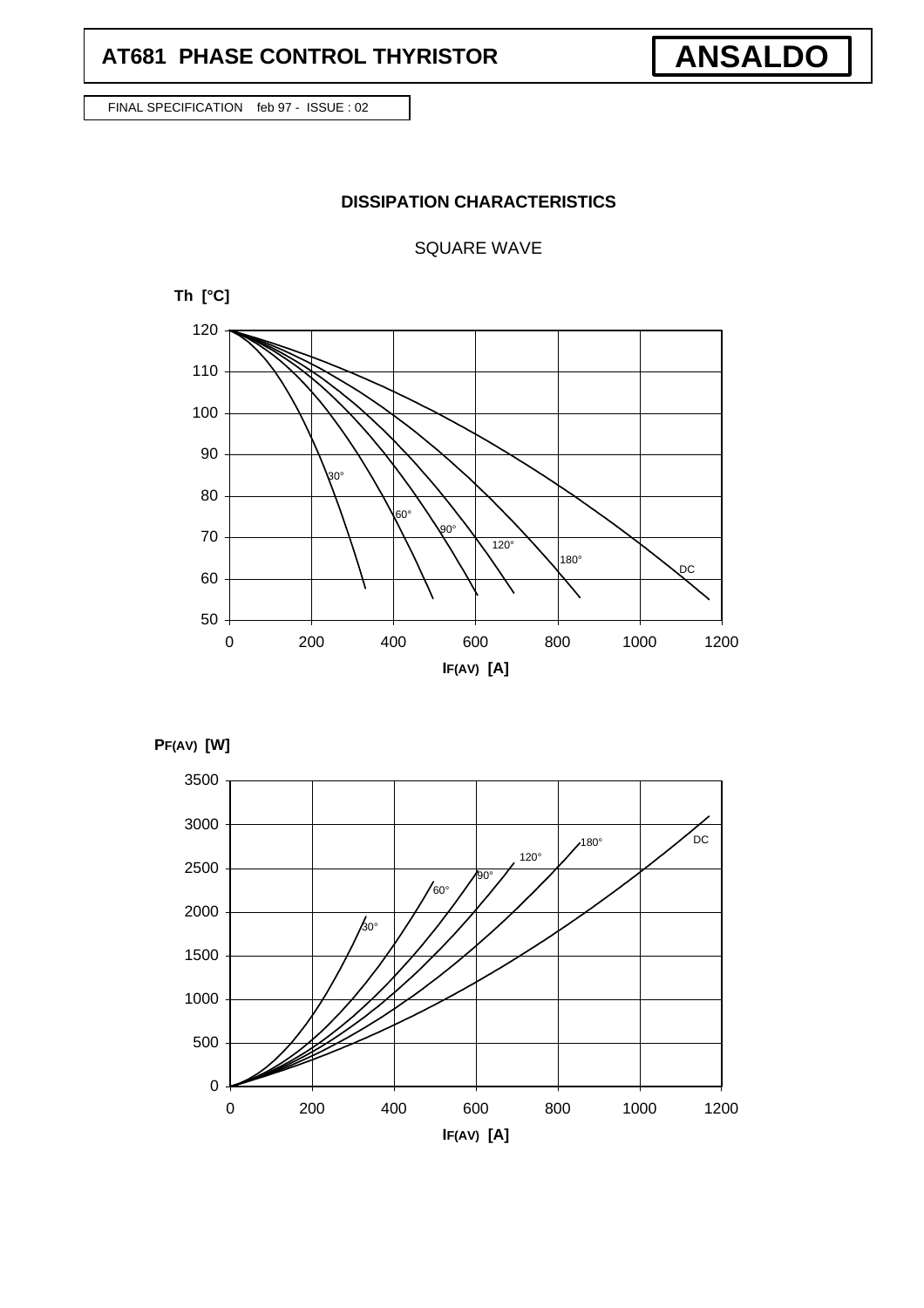## DISSIPATION CHARACTERISTICS

SQUARE WAVE

Th [°C]

IF(AV) [A]

PF(AV) [W]

IF(AV) [A]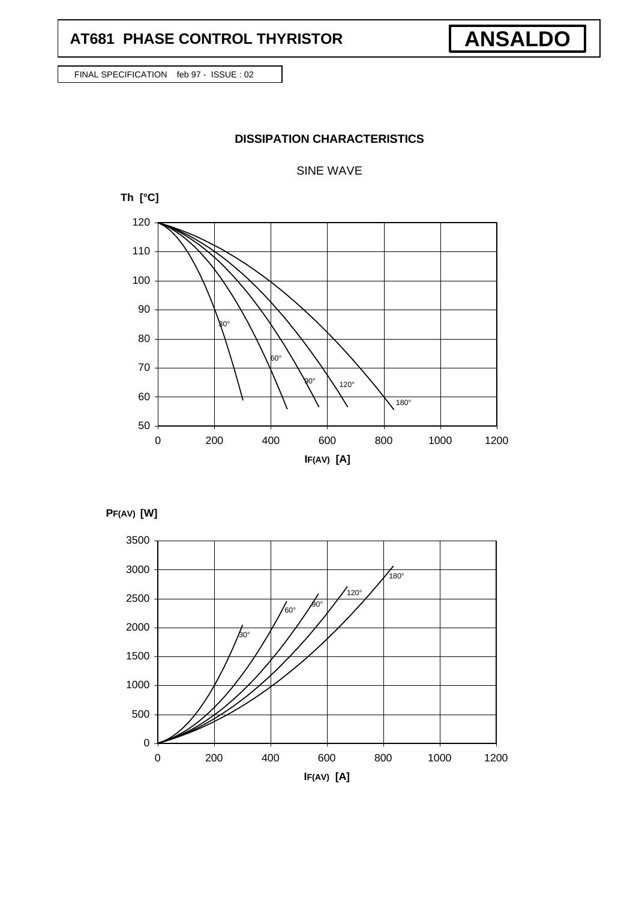# AT681 PHASE CONTROL THYRISTOR

**ANSALDO**

FINAL SPECIFICATION feb 97 - ISSUE : 02

## DISSIPATION CHARACTERISTICS

SINE WAVE

**Th [°C]**

120, 110, 100, 90, 80, 70, 60, 50

30°, 60°, 90°, 120°, 180°

0, 200, 400, 600, 800, 1000, 1200

**$I_{F(AV)}$ [A]**

**$P_{F(AV)}$ [W]**

3500, 3000, 2500, 2000, 1500, 1000, 500, 0

30°, 60°, 90°, 120°, 180°

0, 200, 400, 600, 800, 1000, 1200

**$I_{F(AV)}$ [A]**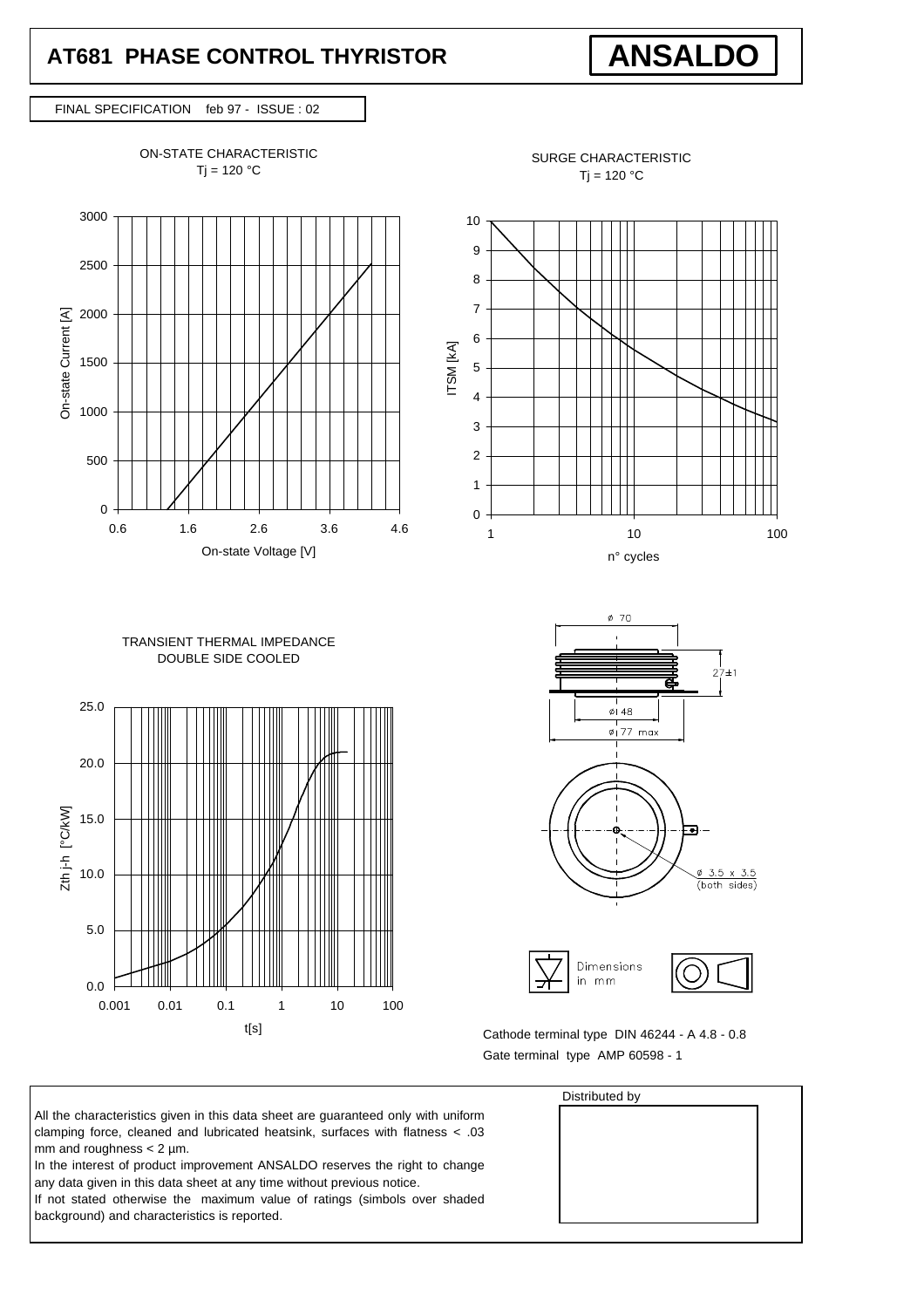# AT681 PHASE CONTROL THYRISTOR

**ANSALDO**

FINAL SPECIFICATION feb 97 - ISSUE : 02

ON-STATE CHARACTERISTIC
Tj = 120 °C

On-state Current [A]
3000
2500
2000
1500
1000
500
0
0.6 1.6 2.6 3.6 4.6
On-state Voltage [V]

SURGE CHARACTERISTIC
Tj = 120 °C

ITSM [kA]
10
9
8
7
6
5
4
3
2
1
0
1 10 100
n° cycles

TRANSIENT THERMAL IMPEDANCE
DOUBLE SIDE COOLED

Zth j-h [°C/kW]
25.0
20.0
15.0
10.0
5.0
0.0
0.001 0.01 0.1 1 10 100
t[s]

ø 70
27±1
ø 48
ø 77 max
ø 3.5 x 3.5
(both sides)
Dimensions in mm

Cathode terminal type DIN 46244 - A 4.8 - 0.8
Gate terminal type AMP 60598 - 1

All the characteristics given in this data sheet are guaranteed only with uniform clamping force, cleaned and lubricated heatsink, surfaces with flatness < .03 mm and roughness < 2 µm.
In the interest of product improvement ANSALDO reserves the right to change any data given in this data sheet at any time without previous notice.
If not stated otherwise the maximum value of ratings (simbols over shaded background) and characteristics is reported.

Distributed by